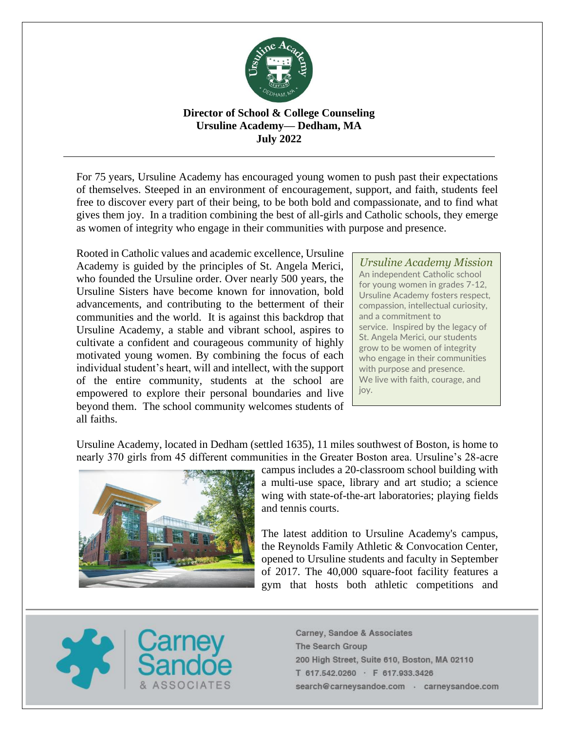**Director of School & College Counseling**
**Ursuline Academy— Dedham, MA**
**July 2022**

---

For 75 years, Ursuline Academy has encouraged young women to push past their expectations of themselves. Steeped in an environment of encouragement, support, and faith, students feel free to discover every part of their being, to be both bold and compassionate, and to find what gives them joy. In a tradition combining the best of all-girls and Catholic schools, they emerge as women of integrity who engage in their communities with purpose and presence.

Rooted in Catholic values and academic excellence, Ursuline Academy is guided by the principles of St. Angela Merici, who founded the Ursuline order. Over nearly 500 years, the Ursuline Sisters have become known for innovation, bold advancements, and contributing to the betterment of their communities and the world. It is against this backdrop that Ursuline Academy, a stable and vibrant school, aspires to cultivate a confident and courageous community of highly motivated young women. By combining the focus of each individual student's heart, will and intellect, with the support of the entire community, students at the school are empowered to explore their personal boundaries and live beyond them. The school community welcomes students of all faiths.

> *Ursuline Academy Mission*
>
> An independent Catholic school for young women in grades 7-12, Ursuline Academy fosters respect, compassion, intellectual curiosity, and a commitment to service. Inspired by the legacy of St. Angela Merici, our students grow to be women of integrity who engage in their communities with purpose and presence. We live with faith, courage, and joy.

Ursuline Academy, located in Dedham (settled 1635), 11 miles southwest of Boston, is home to nearly 370 girls from 45 different communities in the Greater Boston area. Ursuline's 28-acre campus includes a 20-classroom school building with a multi-use space, library and art studio; a science wing with state-of-the-art laboratories; playing fields and tennis courts.

The latest addition to Ursuline Academy's campus, the Reynolds Family Athletic & Convocation Center, opened to Ursuline students and faculty in September of 2017. The 40,000 square-foot facility features a gym that hosts both athletic competitions and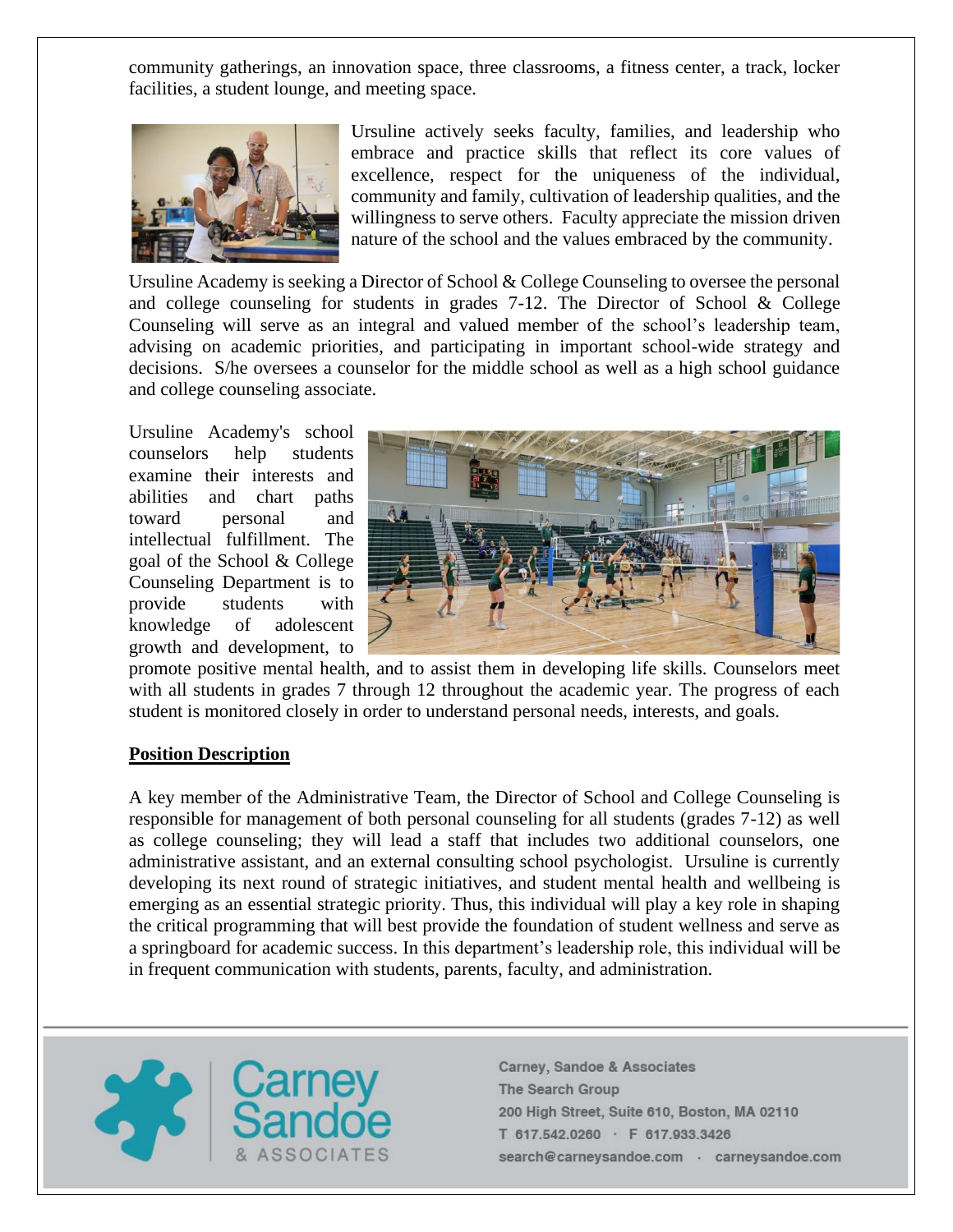community gatherings, an innovation space, three classrooms, a fitness center, a track, locker facilities, a student lounge, and meeting space.

Ursuline actively seeks faculty, families, and leadership who embrace and practice skills that reflect its core values of excellence, respect for the uniqueness of the individual, community and family, cultivation of leadership qualities, and the willingness to serve others. Faculty appreciate the mission driven nature of the school and the values embraced by the community.

Ursuline Academy is seeking a Director of School & College Counseling to oversee the personal and college counseling for students in grades 7-12. The Director of School & College Counseling will serve as an integral and valued member of the school's leadership team, advising on academic priorities, and participating in important school-wide strategy and decisions. S/he oversees a counselor for the middle school as well as a high school guidance and college counseling associate.

Ursuline Academy's school counselors help students examine their interests and abilities and chart paths toward personal and intellectual fulfillment. The goal of the School & College Counseling Department is to provide students with knowledge of adolescent growth and development, to promote positive mental health, and to assist them in developing life skills. Counselors meet with all students in grades 7 through 12 throughout the academic year. The progress of each student is monitored closely in order to understand personal needs, interests, and goals.

## Position Description

A key member of the Administrative Team, the Director of School and College Counseling is responsible for management of both personal counseling for all students (grades 7-12) as well as college counseling; they will lead a staff that includes two additional counselors, one administrative assistant, and an external consulting school psychologist. Ursuline is currently developing its next round of strategic initiatives, and student mental health and wellbeing is emerging as an essential strategic priority. Thus, this individual will play a key role in shaping the critical programming that will best provide the foundation of student wellness and serve as a springboard for academic success. In this department's leadership role, this individual will be in frequent communication with students, parents, faculty, and administration.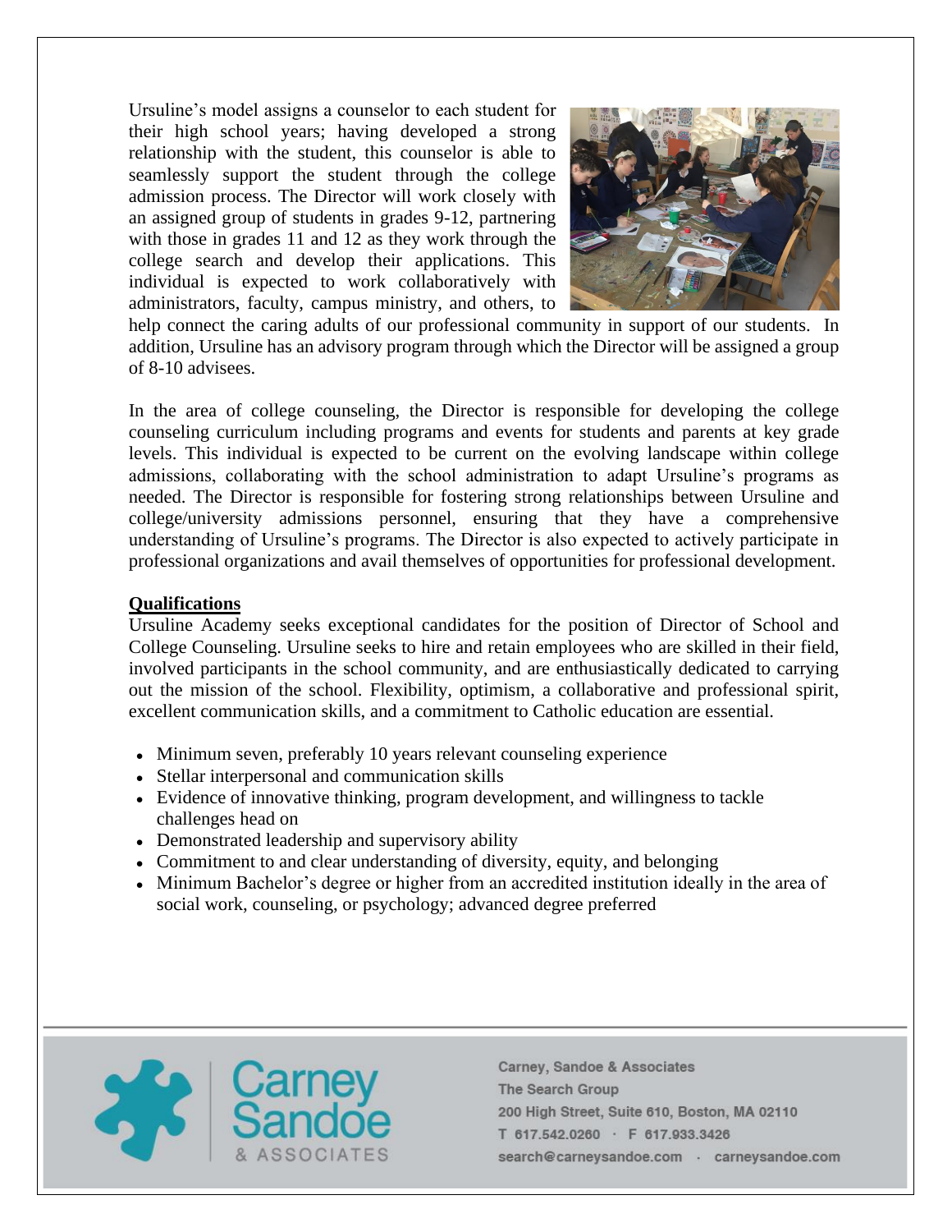Ursuline's model assigns a counselor to each student for their high school years; having developed a strong relationship with the student, this counselor is able to seamlessly support the student through the college admission process. The Director will work closely with an assigned group of students in grades 9-12, partnering with those in grades 11 and 12 as they work through the college search and develop their applications. This individual is expected to work collaboratively with administrators, faculty, campus ministry, and others, to help connect the caring adults of our professional community in support of our students. In addition, Ursuline has an advisory program through which the Director will be assigned a group of 8-10 advisees.

In the area of college counseling, the Director is responsible for developing the college counseling curriculum including programs and events for students and parents at key grade levels. This individual is expected to be current on the evolving landscape within college admissions, collaborating with the school administration to adapt Ursuline's programs as needed. The Director is responsible for fostering strong relationships between Ursuline and college/university admissions personnel, ensuring that they have a comprehensive understanding of Ursuline's programs. The Director is also expected to actively participate in professional organizations and avail themselves of opportunities for professional development.

## Qualifications

Ursuline Academy seeks exceptional candidates for the position of Director of School and College Counseling. Ursuline seeks to hire and retain employees who are skilled in their field, involved participants in the school community, and are enthusiastically dedicated to carrying out the mission of the school. Flexibility, optimism, a collaborative and professional spirit, excellent communication skills, and a commitment to Catholic education are essential.

- Minimum seven, preferably 10 years relevant counseling experience
- Stellar interpersonal and communication skills
- Evidence of innovative thinking, program development, and willingness to tackle challenges head on
- Demonstrated leadership and supervisory ability
- Commitment to and clear understanding of diversity, equity, and belonging
- Minimum Bachelor's degree or higher from an accredited institution ideally in the area of social work, counseling, or psychology; advanced degree preferred

Carney, Sandoe & Associates
The Search Group
200 High Street, Suite 610, Boston, MA 02110
T 617.542.0260 · F 617.933.3426
search@carneysandoe.com · carneysandoe.com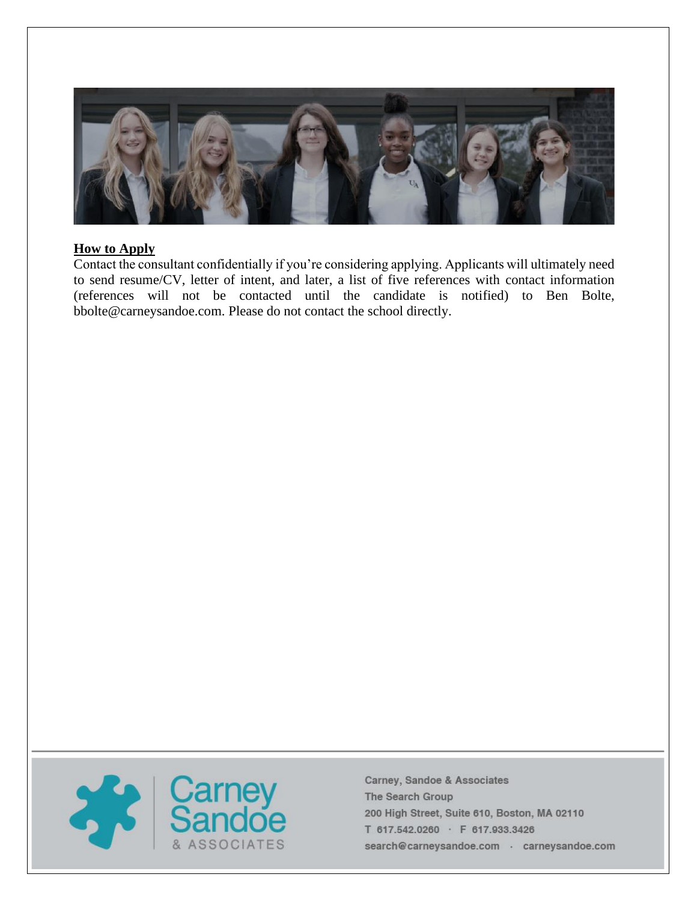## How to Apply

Contact the consultant confidentially if you're considering applying. Applicants will ultimately need to send resume/CV, letter of intent, and later, a list of five references with contact information (references will not be contacted until the candidate is notified) to Ben Bolte, bbolte@carneysandoe.com. Please do not contact the school directly.

Carney, Sandoe & Associates
The Search Group
200 High Street, Suite 610, Boston, MA 02110
T 617.542.0260 · F 617.933.3426
search@carneysandoe.com · carneysandoe.com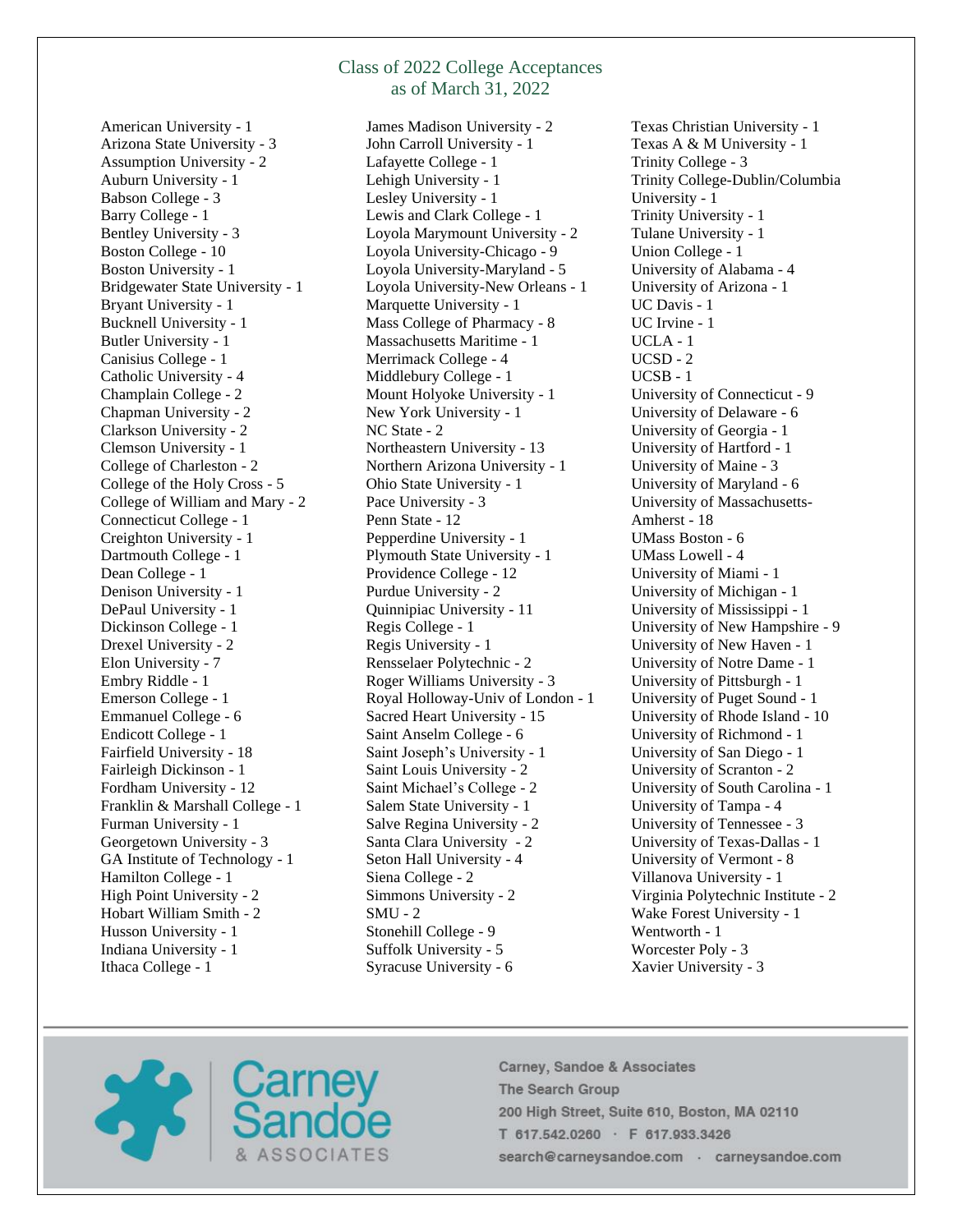## Class of 2022 College Acceptances
## as of March 31, 2022

- American University - 1
- Arizona State University - 3
- Assumption University - 2
- Auburn University - 1
- Babson College - 3
- Barry College - 1
- Bentley University - 3
- Boston College - 10
- Boston University - 1
- Bridgewater State University - 1
- Bryant University - 1
- Bucknell University - 1
- Butler University - 1
- Canisius College - 1
- Catholic University - 4
- Champlain College - 2
- Chapman University - 2
- Clarkson University - 2
- Clemson University - 1
- College of Charleston - 2
- College of the Holy Cross - 5
- College of William and Mary - 2
- Connecticut College - 1
- Creighton University - 1
- Dartmouth College - 1
- Dean College - 1
- Denison University - 1
- DePaul University - 1
- Dickinson College - 1
- Drexel University - 2
- Elon University - 7
- Embry Riddle - 1
- Emerson College - 1
- Emmanuel College - 6
- Endicott College - 1
- Fairfield University - 18
- Fairleigh Dickinson - 1
- Fordham University - 12
- Franklin & Marshall College - 1
- Furman University - 1
- Georgetown University - 3
- GA Institute of Technology - 1
- Hamilton College - 1
- High Point University - 2
- Hobart William Smith - 2
- Husson University - 1
- Indiana University - 1
- Ithaca College - 1
- James Madison University - 2
- John Carroll University - 1
- Lafayette College - 1
- Lehigh University - 1
- Lesley University - 1
- Lewis and Clark College - 1
- Loyola Marymount University - 2
- Loyola University-Chicago - 9
- Loyola University-Maryland - 5
- Loyola University-New Orleans - 1
- Marquette University - 1
- Mass College of Pharmacy - 8
- Massachusetts Maritime - 1
- Merrimack College - 4
- Middlebury College - 1
- Mount Holyoke University - 1
- New York University - 1
- NC State - 2
- Northeastern University - 13
- Northern Arizona University - 1
- Ohio State University - 1
- Pace University - 3
- Penn State - 12
- Pepperdine University - 1
- Plymouth State University - 1
- Providence College - 12
- Purdue University - 2
- Quinnipiac University - 11
- Regis College - 1
- Regis University - 1
- Rensselaer Polytechnic - 2
- Roger Williams University - 3
- Royal Holloway-Univ of London - 1
- Sacred Heart University - 15
- Saint Anselm College - 6
- Saint Joseph's University - 1
- Saint Louis University - 2
- Saint Michael's College - 2
- Salem State University - 1
- Salve Regina University - 2
- Santa Clara University - 2
- Seton Hall University - 4
- Siena College - 2
- Simmons University - 2
- SMU - 2
- Stonehill College - 9
- Suffolk University - 5
- Syracuse University - 6
- Texas Christian University - 1
- Texas A & M University - 1
- Trinity College - 3
- Trinity College-Dublin/Columbia University - 1
- Trinity University - 1
- Tulane University - 1
- Union College - 1
- University of Alabama - 4
- University of Arizona - 1
- UC Davis - 1
- UC Irvine - 1
- UCLA - 1
- UCSD - 2
- UCSB - 1
- University of Connecticut - 9
- University of Delaware - 6
- University of Georgia - 1
- University of Hartford - 1
- University of Maine - 3
- University of Maryland - 6
- University of Massachusetts-Amherst - 18
- UMass Boston - 6
- UMass Lowell - 4
- University of Miami - 1
- University of Michigan - 1
- University of Mississippi - 1
- University of New Hampshire - 9
- University of New Haven - 1
- University of Notre Dame - 1
- University of Pittsburgh - 1
- University of Puget Sound - 1
- University of Rhode Island - 10
- University of Richmond - 1
- University of San Diego - 1
- University of Scranton - 2
- University of South Carolina - 1
- University of Tampa - 4
- University of Tennessee - 3
- University of Texas-Dallas - 1
- University of Vermont - 8
- Villanova University - 1
- Virginia Polytechnic Institute - 2
- Wake Forest University - 1
- Wentworth - 1
- Worcester Poly - 3
- Xavier University - 3

Carney Sandoe & ASSOCIATES

Carney, Sandoe & Associates
The Search Group
200 High Street, Suite 610, Boston, MA 02110
T 617.542.0260 · F 617.933.3426
search@carneysandoe.com · carneysandoe.com